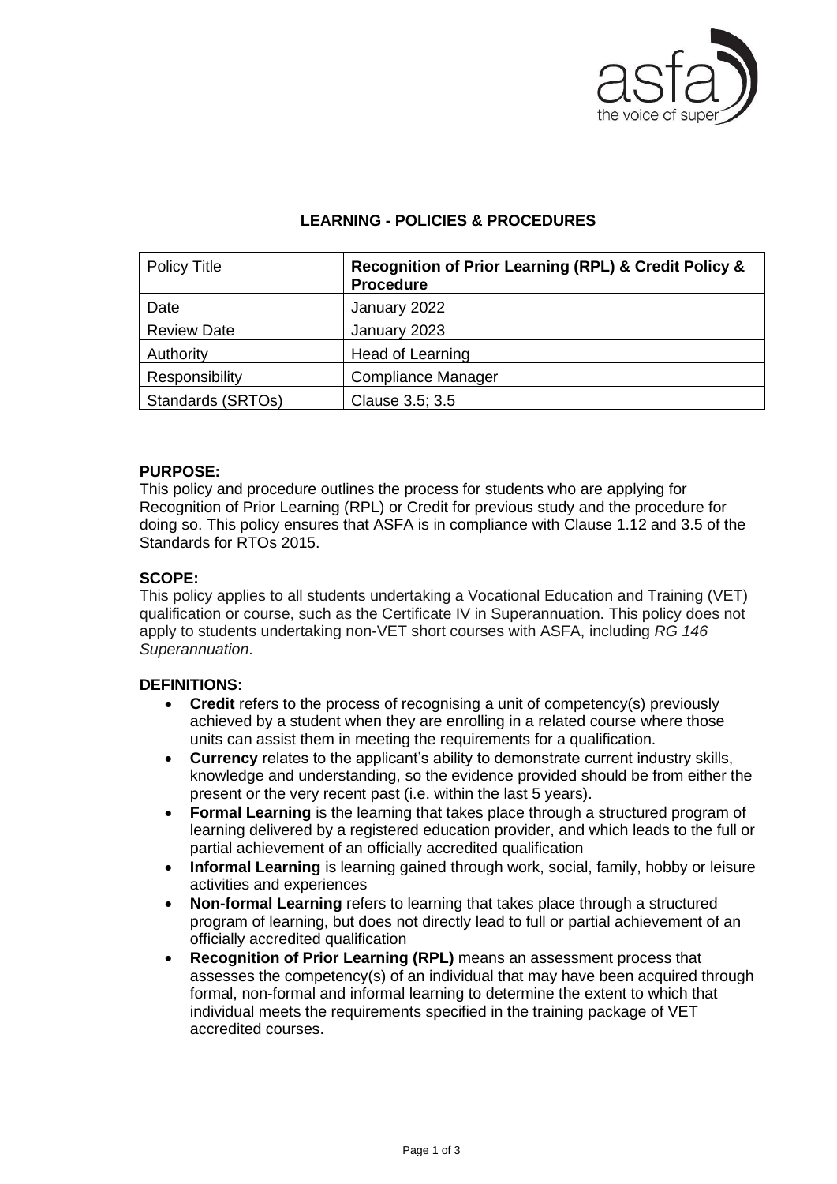## LEARNING - POLICIES & PROCEDURES

| Policy Title | **Recognition of Prior Learning (RPL) & Credit Policy & Procedure** |
|---|---|
| Date | January 2022 |
| Review Date | January 2023 |
| Authority | Head of Learning |
| Responsibility | Compliance Manager |
| Standards (SRTOs) | Clause 3.5; 3.5 |

**PURPOSE:**
This policy and procedure outlines the process for students who are applying for Recognition of Prior Learning (RPL) or Credit for previous study and the procedure for doing so. This policy ensures that ASFA is in compliance with Clause 1.12 and 3.5 of the Standards for RTOs 2015.

**SCOPE:**
This policy applies to all students undertaking a Vocational Education and Training (VET) qualification or course, such as the Certificate IV in Superannuation. This policy does not apply to students undertaking non-VET short courses with ASFA, including *RG 146 Superannuation*.

**DEFINITIONS:**

- **Credit** refers to the process of recognising a unit of competency(s) previously achieved by a student when they are enrolling in a related course where those units can assist them in meeting the requirements for a qualification.
- **Currency** relates to the applicant's ability to demonstrate current industry skills, knowledge and understanding, so the evidence provided should be from either the present or the very recent past (i.e. within the last 5 years).
- **Formal Learning** is the learning that takes place through a structured program of learning delivered by a registered education provider, and which leads to the full or partial achievement of an officially accredited qualification
- **Informal Learning** is learning gained through work, social, family, hobby or leisure activities and experiences
- **Non-formal Learning** refers to learning that takes place through a structured program of learning, but does not directly lead to full or partial achievement of an officially accredited qualification
- **Recognition of Prior Learning (RPL)** means an assessment process that assesses the competency(s) of an individual that may have been acquired through formal, non-formal and informal learning to determine the extent to which that individual meets the requirements specified in the training package of VET accredited courses.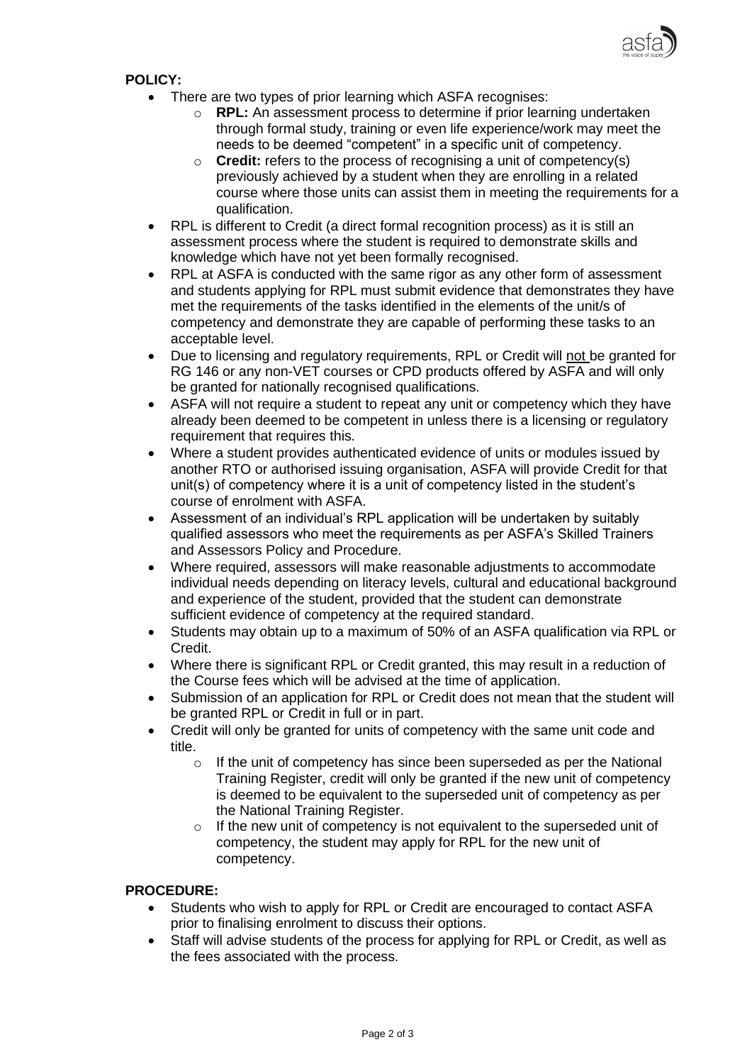**POLICY:**

- There are two types of prior learning which ASFA recognises:
    - **RPL:** An assessment process to determine if prior learning undertaken through formal study, training or even life experience/work may meet the needs to be deemed "competent" in a specific unit of competency.
    - **Credit:** refers to the process of recognising a unit of competency(s) previously achieved by a student when they are enrolling in a related course where those units can assist them in meeting the requirements for a qualification.
- RPL is different to Credit (a direct formal recognition process) as it is still an assessment process where the student is required to demonstrate skills and knowledge which have not yet been formally recognised.
- RPL at ASFA is conducted with the same rigor as any other form of assessment and students applying for RPL must submit evidence that demonstrates they have met the requirements of the tasks identified in the elements of the unit/s of competency and demonstrate they are capable of performing these tasks to an acceptable level.
- Due to licensing and regulatory requirements, RPL or Credit will not be granted for RG 146 or any non-VET courses or CPD products offered by ASFA and will only be granted for nationally recognised qualifications.
- ASFA will not require a student to repeat any unit or competency which they have already been deemed to be competent in unless there is a licensing or regulatory requirement that requires this.
- Where a student provides authenticated evidence of units or modules issued by another RTO or authorised issuing organisation, ASFA will provide Credit for that unit(s) of competency where it is a unit of competency listed in the student's course of enrolment with ASFA.
- Assessment of an individual's RPL application will be undertaken by suitably qualified assessors who meet the requirements as per ASFA's Skilled Trainers and Assessors Policy and Procedure.
- Where required, assessors will make reasonable adjustments to accommodate individual needs depending on literacy levels, cultural and educational background and experience of the student, provided that the student can demonstrate sufficient evidence of competency at the required standard.
- Students may obtain up to a maximum of 50% of an ASFA qualification via RPL or Credit.
- Where there is significant RPL or Credit granted, this may result in a reduction of the Course fees which will be advised at the time of application.
- Submission of an application for RPL or Credit does not mean that the student will be granted RPL or Credit in full or in part.
- Credit will only be granted for units of competency with the same unit code and title.
    - If the unit of competency has since been superseded as per the National Training Register, credit will only be granted if the new unit of competency is deemed to be equivalent to the superseded unit of competency as per the National Training Register.
    - If the new unit of competency is not equivalent to the superseded unit of competency, the student may apply for RPL for the new unit of competency.

**PROCEDURE:**

- Students who wish to apply for RPL or Credit are encouraged to contact ASFA prior to finalising enrolment to discuss their options.
- Staff will advise students of the process for applying for RPL or Credit, as well as the fees associated with the process.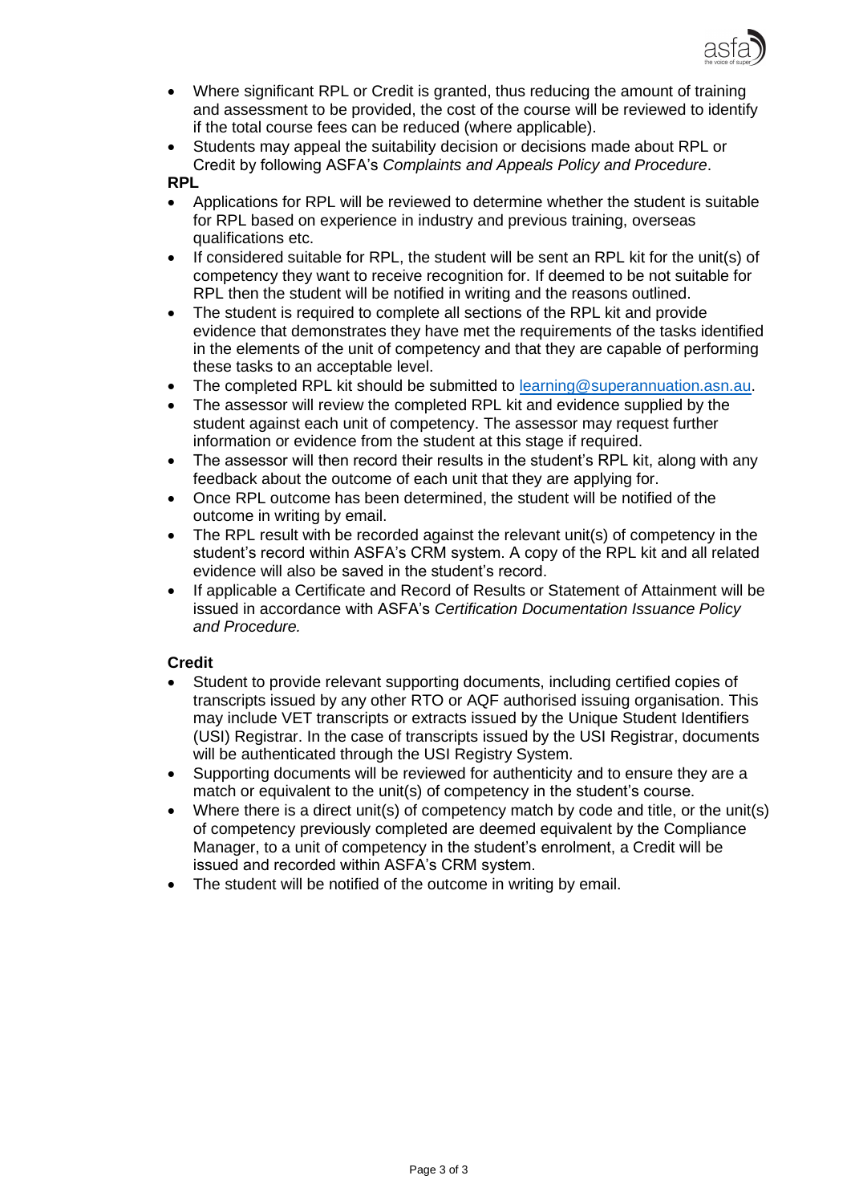- Where significant RPL or Credit is granted, thus reducing the amount of training and assessment to be provided, the cost of the course will be reviewed to identify if the total course fees can be reduced (where applicable).
- Students may appeal the suitability decision or decisions made about RPL or Credit by following ASFA's *Complaints and Appeals Policy and Procedure*.

**RPL**

- Applications for RPL will be reviewed to determine whether the student is suitable for RPL based on experience in industry and previous training, overseas qualifications etc.
- If considered suitable for RPL, the student will be sent an RPL kit for the unit(s) of competency they want to receive recognition for. If deemed to be not suitable for RPL then the student will be notified in writing and the reasons outlined.
- The student is required to complete all sections of the RPL kit and provide evidence that demonstrates they have met the requirements of the tasks identified in the elements of the unit of competency and that they are capable of performing these tasks to an acceptable level.
- The completed RPL kit should be submitted to learning@superannuation.asn.au.
- The assessor will review the completed RPL kit and evidence supplied by the student against each unit of competency. The assessor may request further information or evidence from the student at this stage if required.
- The assessor will then record their results in the student's RPL kit, along with any feedback about the outcome of each unit that they are applying for.
- Once RPL outcome has been determined, the student will be notified of the outcome in writing by email.
- The RPL result with be recorded against the relevant unit(s) of competency in the student's record within ASFA's CRM system. A copy of the RPL kit and all related evidence will also be saved in the student's record.
- If applicable a Certificate and Record of Results or Statement of Attainment will be issued in accordance with ASFA's *Certification Documentation Issuance Policy and Procedure.*

**Credit**

- Student to provide relevant supporting documents, including certified copies of transcripts issued by any other RTO or AQF authorised issuing organisation. This may include VET transcripts or extracts issued by the Unique Student Identifiers (USI) Registrar. In the case of transcripts issued by the USI Registrar, documents will be authenticated through the USI Registry System.
- Supporting documents will be reviewed for authenticity and to ensure they are a match or equivalent to the unit(s) of competency in the student's course.
- Where there is a direct unit(s) of competency match by code and title, or the unit(s) of competency previously completed are deemed equivalent by the Compliance Manager, to a unit of competency in the student's enrolment, a Credit will be issued and recorded within ASFA's CRM system.
- The student will be notified of the outcome in writing by email.